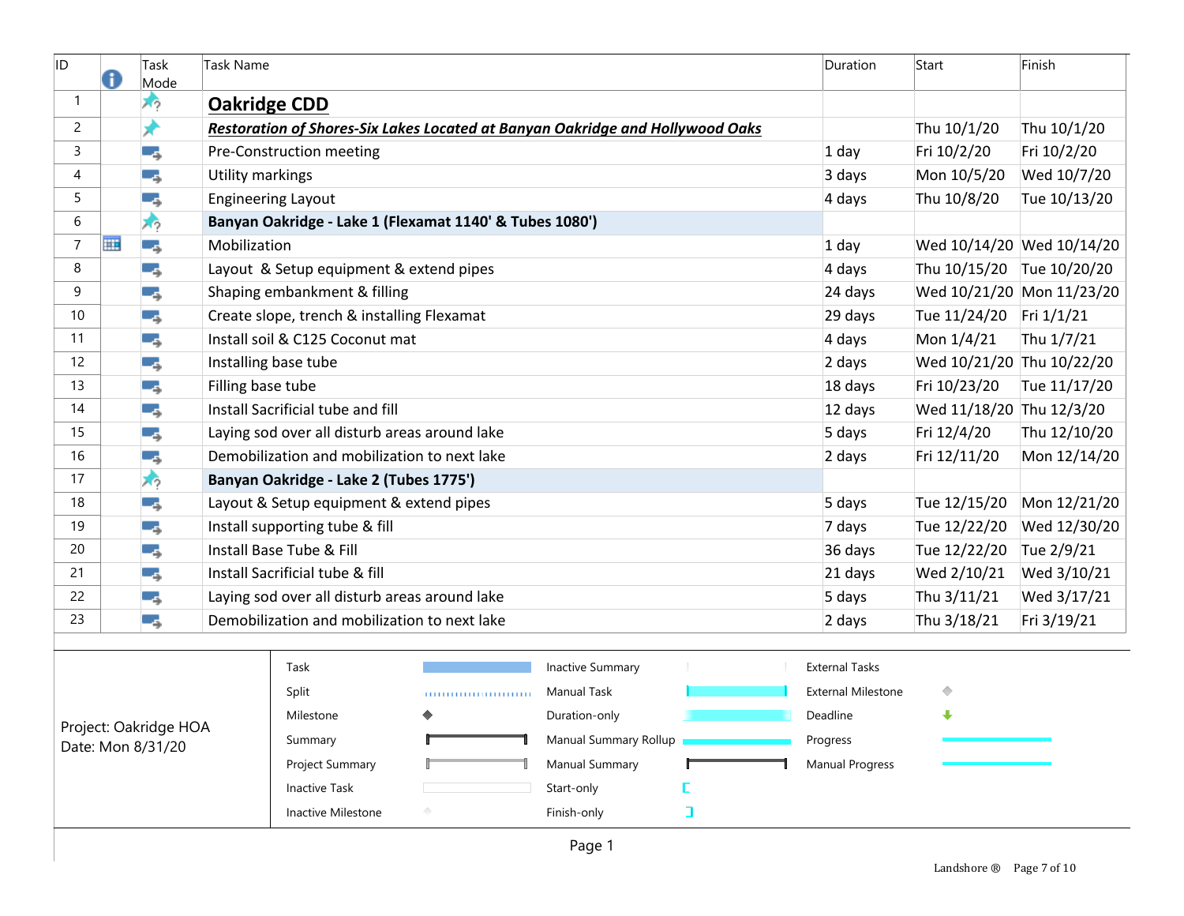| ID | | Task Mode | Task Name | Duration | Start | Finish |
|---|---|---|---|---|---|---|
| 1 | | | **Oakridge CDD** | | | |
| 2 | | | ***Restoration of Shores-Six Lakes Located at Banyan Oakridge and Hollywood Oaks*** | | Thu 10/1/20 | Thu 10/1/20 |
| 3 | | | Pre-Construction meeting | 1 day | Fri 10/2/20 | Fri 10/2/20 |
| 4 | | | Utility markings | 3 days | Mon 10/5/20 | Wed 10/7/20 |
| 5 | | | Engineering Layout | 4 days | Thu 10/8/20 | Tue 10/13/20 |
| 6 | | | **Banyan Oakridge - Lake 1 (Flexamat 1140' & Tubes 1080')** | | | |
| 7 | | | Mobilization | 1 day | Wed 10/14/20 | Wed 10/14/20 |
| 8 | | | Layout & Setup equipment & extend pipes | 4 days | Thu 10/15/20 | Tue 10/20/20 |
| 9 | | | Shaping embankment & filling | 24 days | Wed 10/21/20 | Mon 11/23/20 |
| 10 | | | Create slope, trench & installing Flexamat | 29 days | Tue 11/24/20 | Fri 1/1/21 |
| 11 | | | Install soil & C125 Coconut mat | 4 days | Mon 1/4/21 | Thu 1/7/21 |
| 12 | | | Installing base tube | 2 days | Wed 10/21/20 | Thu 10/22/20 |
| 13 | | | Filling base tube | 18 days | Fri 10/23/20 | Tue 11/17/20 |
| 14 | | | Install Sacrificial tube and fill | 12 days | Wed 11/18/20 | Thu 12/3/20 |
| 15 | | | Laying sod over all disturb areas around lake | 5 days | Fri 12/4/20 | Thu 12/10/20 |
| 16 | | | Demobilization and mobilization to next lake | 2 days | Fri 12/11/20 | Mon 12/14/20 |
| 17 | | | **Banyan Oakridge - Lake 2 (Tubes 1775')** | | | |
| 18 | | | Layout & Setup equipment & extend pipes | 5 days | Tue 12/15/20 | Mon 12/21/20 |
| 19 | | | Install supporting tube & fill | 7 days | Tue 12/22/20 | Wed 12/30/20 |
| 20 | | | Install Base Tube & Fill | 36 days | Tue 12/22/20 | Tue 2/9/21 |
| 21 | | | Install Sacrificial tube & fill | 21 days | Wed 2/10/21 | Wed 3/10/21 |
| 22 | | | Laying sod over all disturb areas around lake | 5 days | Thu 3/11/21 | Wed 3/17/21 |
| 23 | | | Demobilization and mobilization to next lake | 2 days | Thu 3/18/21 | Fri 3/19/21 |

Project: Oakridge HOA
Date: Mon 8/31/20

| | | |
|---|---|---|
| Task | Inactive Summary | External Tasks |
| Split | Manual Task | External Milestone |
| Milestone | Duration-only | Deadline |
| Summary | Manual Summary Rollup | Progress |
| Project Summary | Manual Summary | Manual Progress |
| Inactive Task | Start-only | |
| Inactive Milestone | Finish-only | |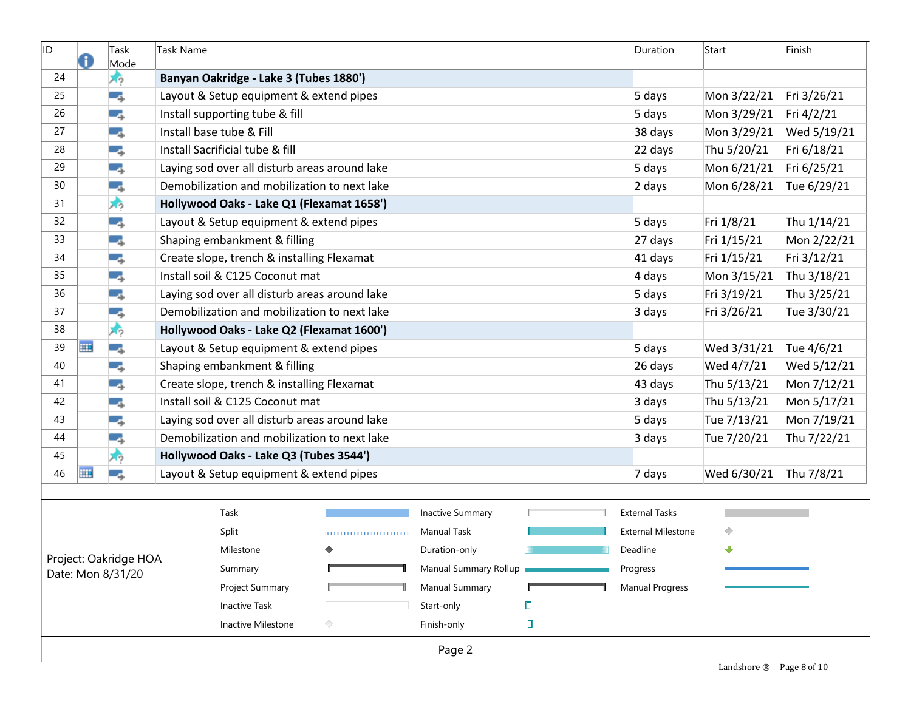| ID | Info | Task Mode | Task Name | Duration | Start | Finish |
|---|---|---|---|---|---|---|
| 24 | | | **Banyan Oakridge - Lake 3 (Tubes 1880')** | | | |
| 25 | | | Layout & Setup equipment & extend pipes | 5 days | Mon 3/22/21 | Fri 3/26/21 |
| 26 | | | Install supporting tube & fill | 5 days | Mon 3/29/21 | Fri 4/2/21 |
| 27 | | | Install base tube & Fill | 38 days | Mon 3/29/21 | Wed 5/19/21 |
| 28 | | | Install Sacrificial tube & fill | 22 days | Thu 5/20/21 | Fri 6/18/21 |
| 29 | | | Laying sod over all disturb areas around lake | 5 days | Mon 6/21/21 | Fri 6/25/21 |
| 30 | | | Demobilization and mobilization to next lake | 2 days | Mon 6/28/21 | Tue 6/29/21 |
| 31 | | | **Hollywood Oaks - Lake Q1 (Flexamat 1658')** | | | |
| 32 | | | Layout & Setup equipment & extend pipes | 5 days | Fri 1/8/21 | Thu 1/14/21 |
| 33 | | | Shaping embankment & filling | 27 days | Fri 1/15/21 | Mon 2/22/21 |
| 34 | | | Create slope, trench & installing Flexamat | 41 days | Fri 1/15/21 | Fri 3/12/21 |
| 35 | | | Install soil & C125 Coconut mat | 4 days | Mon 3/15/21 | Thu 3/18/21 |
| 36 | | | Laying sod over all disturb areas around lake | 5 days | Fri 3/19/21 | Thu 3/25/21 |
| 37 | | | Demobilization and mobilization to next lake | 3 days | Fri 3/26/21 | Tue 3/30/21 |
| 38 | | | **Hollywood Oaks - Lake Q2 (Flexamat 1600')** | | | |
| 39 | | | Layout & Setup equipment & extend pipes | 5 days | Wed 3/31/21 | Tue 4/6/21 |
| 40 | | | Shaping embankment & filling | 26 days | Wed 4/7/21 | Wed 5/12/21 |
| 41 | | | Create slope, trench & installing Flexamat | 43 days | Thu 5/13/21 | Mon 7/12/21 |
| 42 | | | Install soil & C125 Coconut mat | 3 days | Thu 5/13/21 | Mon 5/17/21 |
| 43 | | | Laying sod over all disturb areas around lake | 5 days | Tue 7/13/21 | Mon 7/19/21 |
| 44 | | | Demobilization and mobilization to next lake | 3 days | Tue 7/20/21 | Thu 7/22/21 |
| 45 | | | **Hollywood Oaks - Lake Q3 (Tubes 3544')** | | | |
| 46 | | | Layout & Setup equipment & extend pipes | 7 days | Wed 6/30/21 | Thu 7/8/21 |

Project: Oakridge HOA
Date: Mon 8/31/20

| | | |
|---|---|---|
| Task | Inactive Summary | External Tasks |
| Split | Manual Task | External Milestone |
| Milestone | Duration-only | Deadline |
| Summary | Manual Summary Rollup | Progress |
| Project Summary | Manual Summary | Manual Progress |
| Inactive Task | Start-only | |
| Inactive Milestone | Finish-only | |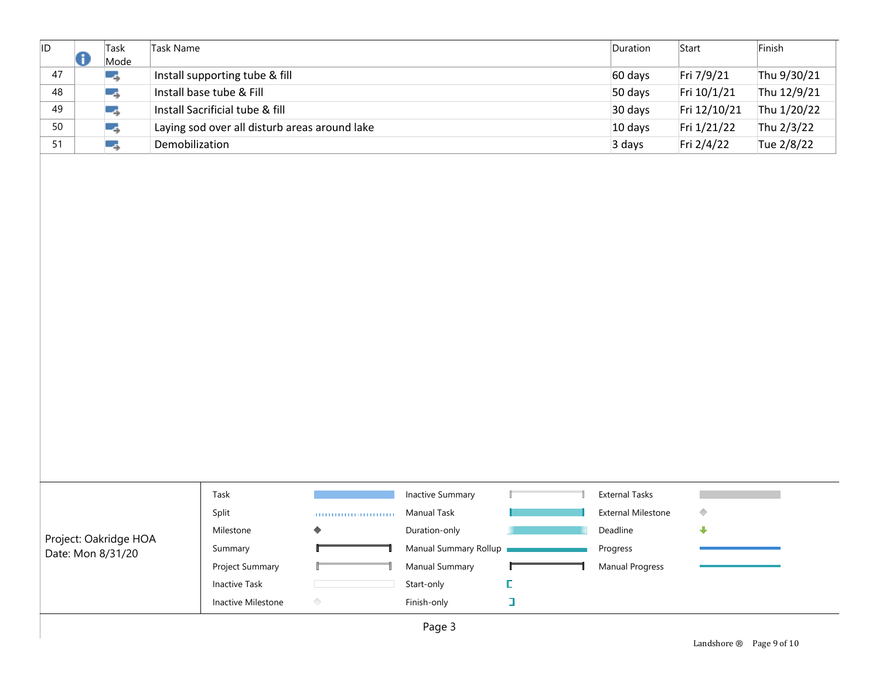| ID | | Task Mode | Task Name | Duration | Start | Finish |
|---|---|---|---|---|---|---|
| 47 | | | Install supporting tube & fill | 60 days | Fri 7/9/21 | Thu 9/30/21 |
| 48 | | | Install base tube & Fill | 50 days | Fri 10/1/21 | Thu 12/9/21 |
| 49 | | | Install Sacrificial tube & fill | 30 days | Fri 12/10/21 | Thu 1/20/22 |
| 50 | | | Laying sod over all disturb areas around lake | 10 days | Fri 1/21/22 | Thu 2/3/22 |
| 51 | | | Demobilization | 3 days | Fri 2/4/22 | Tue 2/8/22 |

Project: Oakridge HOA
Date: Mon 8/31/20

Task
Split
Milestone
Summary
Project Summary
Inactive Task
Inactive Milestone
Inactive Summary
Manual Task
Duration-only
Manual Summary Rollup
Manual Summary
Start-only
Finish-only
External Tasks
External Milestone
Deadline
Progress
Manual Progress

Landshore ®